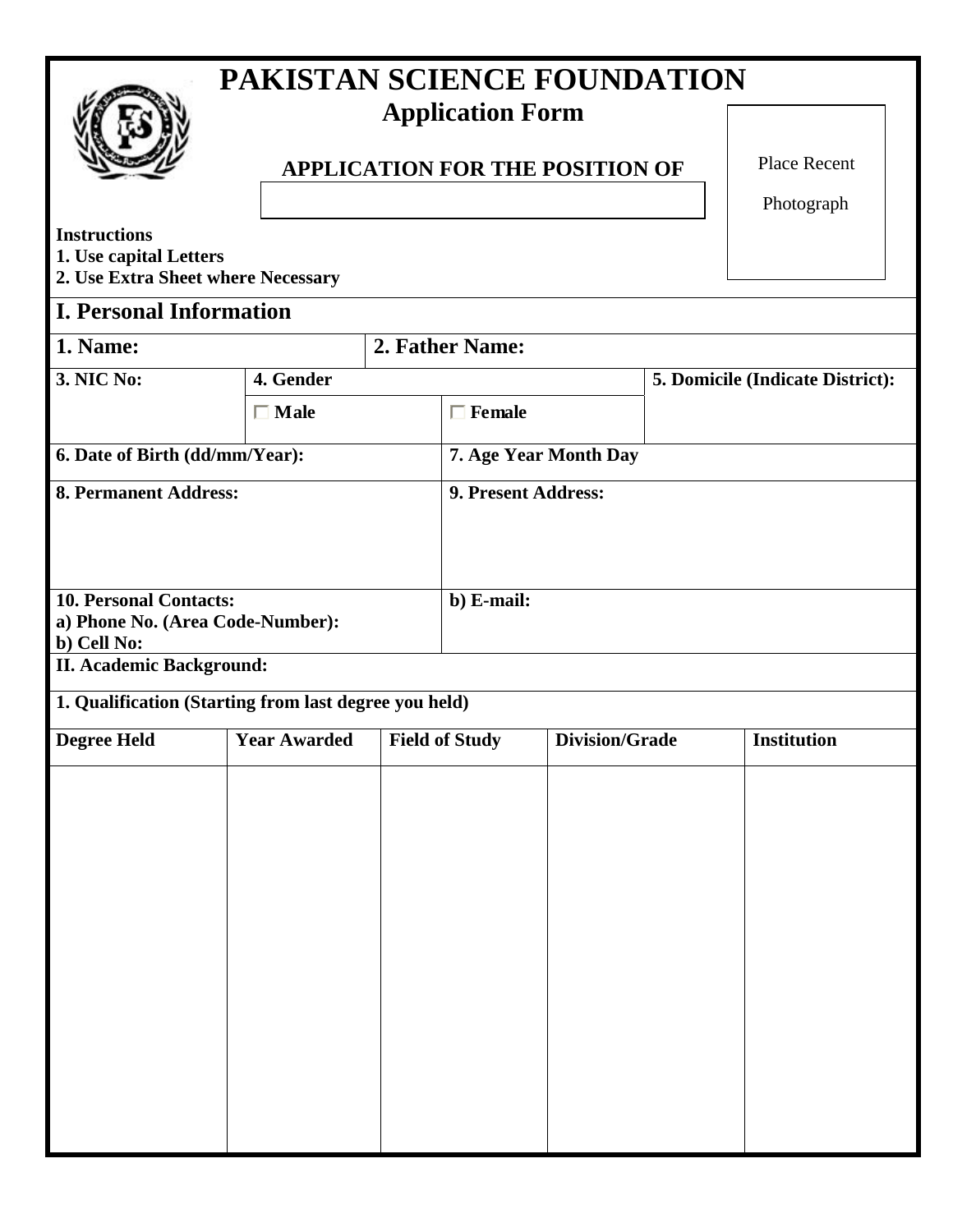# PAKISTAN SCIENCE FOUNDATION

## Application Form

**APPLICATION FOR THE POSITION OF**

Place Recent Photograph

**Instructions**
**1. Use capital Letters**
**2. Use Extra Sheet where Necessary**

## I. Personal Information

| **1. Name:** | | **2. Father Name:** | | |
|---|---|---|---|---|
| **3. NIC No:** | **4. Gender** | | | **5. Domicile (Indicate District):** |
| | ☐ **Male** | | ☐ **Female** | |
| **6. Date of Birth (dd/mm/Year):** | | | **7. Age Year Month Day** | |
| **8. Permanent Address:** | | | **9. Present Address:** | |
| **10. Personal Contacts:**<br>**a) Phone No. (Area Code-Number):**<br>**b) Cell No:** | | | **b) E-mail:** | |

**II. Academic Background:**

**1. Qualification (Starting from last degree you held)**

| Degree Held | Year Awarded | Field of Study | Division/Grade | Institution |
|---|---|---|---|---|
| | | | | |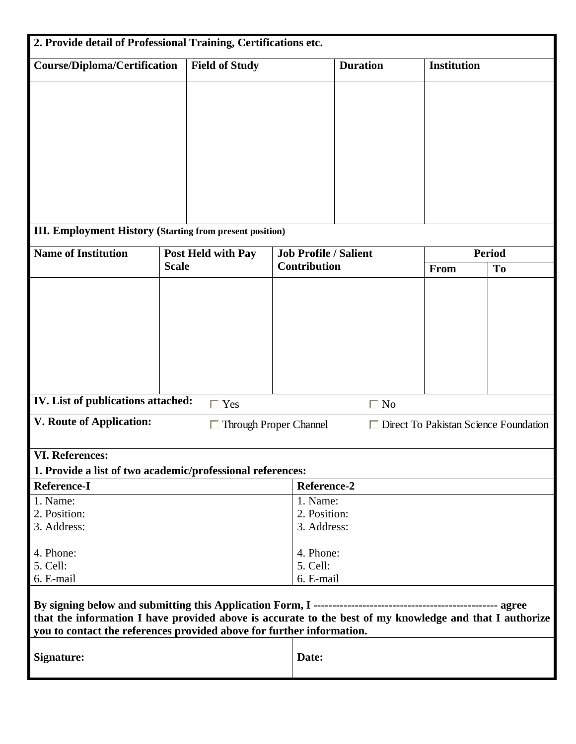**2. Provide detail of Professional Training, Certifications etc.**

| Course/Diploma/Certification | Field of Study | Duration | Institution |
|---|---|---|---|
| | | | |

## III. Employment History (Starting from present position)

| Name of Institution | Post Held with Pay Scale | Job Profile / Salient Contribution | Period | |
|---|---|---|---|---|
| | | | From | To |
| | | | | |

**IV. List of publications attached:** ☐ Yes ☐ No

**V. Route of Application:** ☐ Through Proper Channel ☐ Direct To Pakistan Science Foundation

## VI. References:

**1. Provide a list of two academic/professional references:**

| Reference-I | Reference-2 |
|---|---|
| 1. Name:<br>2. Position:<br>3. Address:<br><br>4. Phone:<br>5. Cell:<br>6. E-mail | 1. Name:<br>2. Position:<br>3. Address:<br><br>4. Phone:<br>5. Cell:<br>6. E-mail |

**By signing below and submitting this Application Form, I ------------------------------------------------ agree that the information I have provided above is accurate to the best of my knowledge and that I authorize you to contact the references provided above for further information.**

| Signature: | Date: |
|---|---|